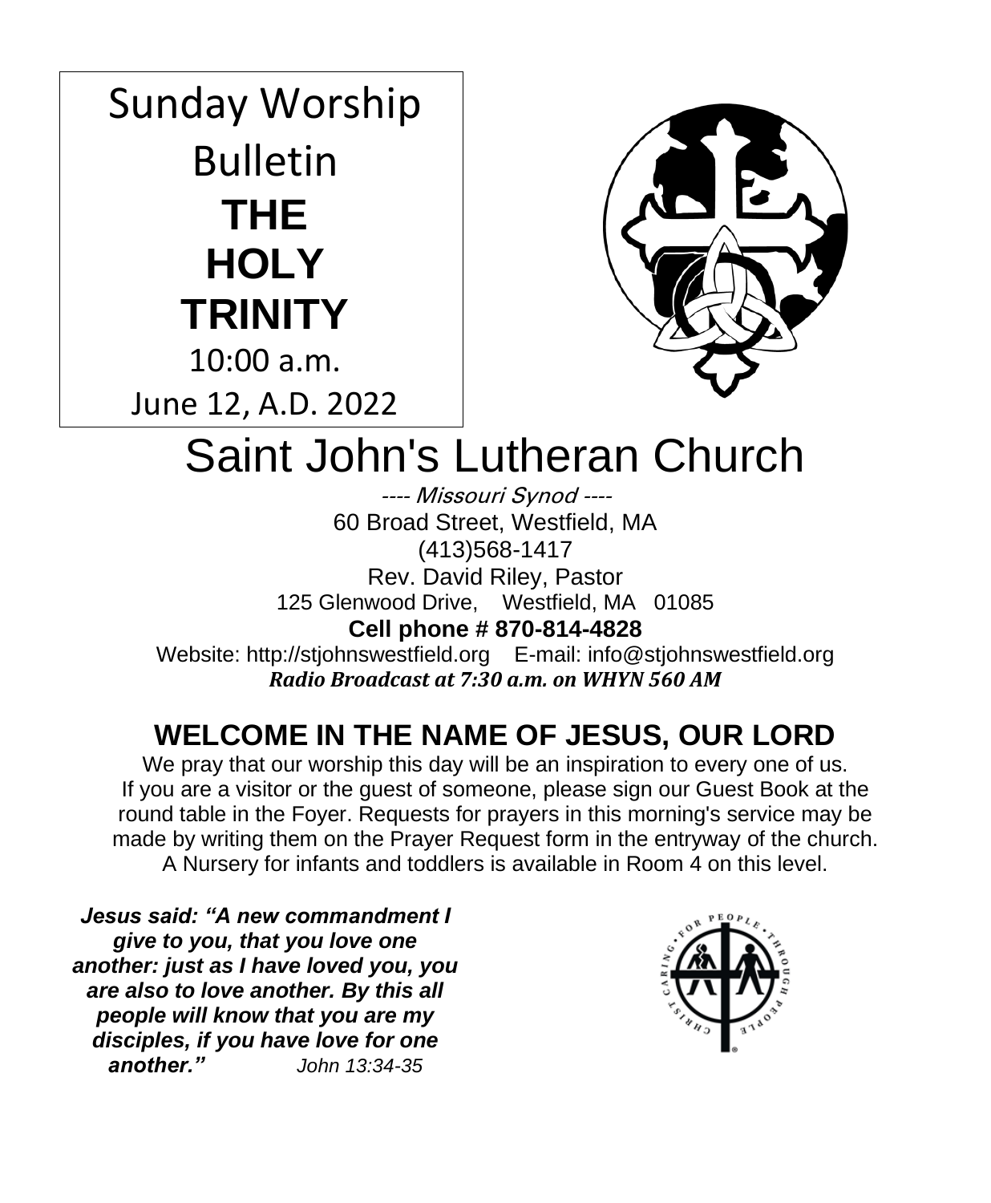Sunday Worship Bulletin

**THE HOLY TRINITY**

10:00 a.m.

June 12, A.D. 2022

# Saint John's Lutheran Church

---- *Missouri Synod* ----

60 Broad Street, Westfield, MA

(413)568-1417

Rev. David Riley, Pastor

125 Glenwood Drive, Westfield, MA 01085

**Cell phone # 870-814-4828**

Website: http://stjohnswestfield.org E-mail: info@stjohnswestfield.org

***Radio Broadcast at 7:30 a.m. on WHYN 560 AM***

## WELCOME IN THE NAME OF JESUS, OUR LORD

We pray that our worship this day will be an inspiration to every one of us. If you are a visitor or the guest of someone, please sign our Guest Book at the round table in the Foyer. Requests for prayers in this morning's service may be made by writing them on the Prayer Request form in the entryway of the church. A Nursery for infants and toddlers is available in Room 4 on this level.

***Jesus said: "A new commandment I give to you, that you love one another: just as I have loved you, you are also to love another. By this all people will know that you are my disciples, if you have love for one another."*** *John 13:34-35*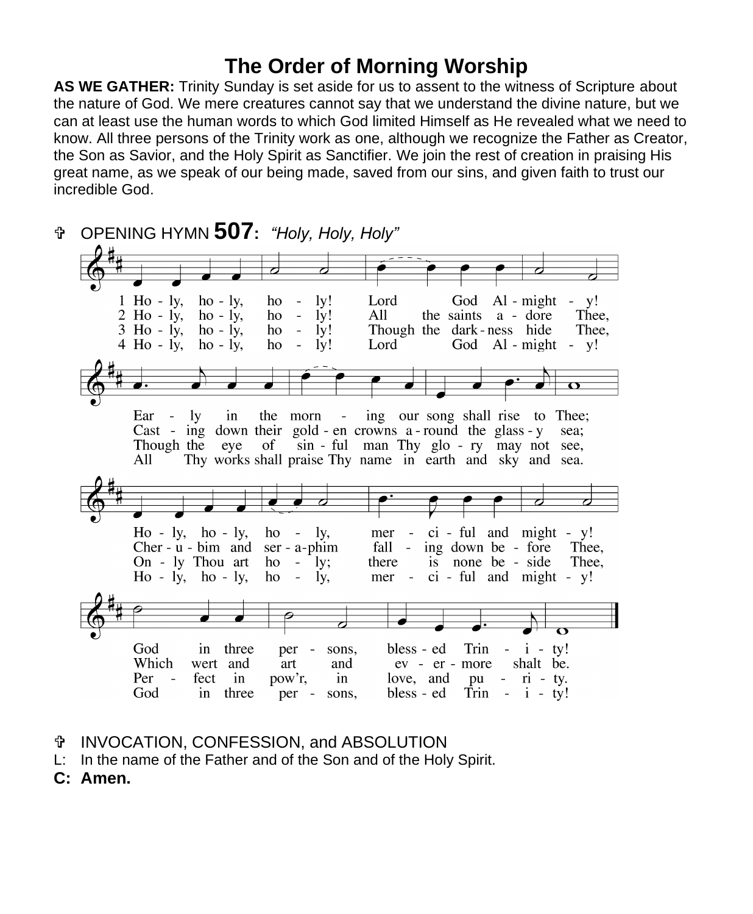# The Order of Morning Worship

**AS WE GATHER:** Trinity Sunday is set aside for us to assent to the witness of Scripture about the nature of God. We mere creatures cannot say that we understand the divine nature, but we can at least use the human words to which God limited Himself as He revealed what we need to know. All three persons of the Trinity work as one, although we recognize the Father as Creator, the Son as Savior, and the Holy Spirit as Sanctifier. We join the rest of creation in praising His great name, as we speak of our being made, saved from our sins, and given faith to trust our incredible God.

✞ OPENING HYMN **507**: *"Holy, Holy, Holy"*

1 Holy, holy, holy! Lord God Almighty!
Early in the morning our song shall rise to Thee;
Holy, holy, holy, merciful and mighty!
God in three persons, blessed Trinity!

2 Holy, holy, holy! All the saints adore Thee,
Casting down their golden crowns around the glassy sea;
Cherubim and seraphim falling down before Thee,
Which wert and art and evermore shalt be.

3 Holy, holy, holy! Though the darkness hide Thee,
Though the eye of sinful man Thy glory may not see,
Only Thou art holy; there is none beside Thee,
Perfect in pow'r, in love, and purity.

4 Holy, holy, holy! Lord God Almighty!
All Thy works shall praise Thy name in earth and sky and sea.
Holy, holy, holy, merciful and mighty!
God in three persons, blessed Trinity!

✞ INVOCATION, CONFESSION, and ABSOLUTION

L: In the name of the Father and of the Son and of the Holy Spirit.

**C: Amen.**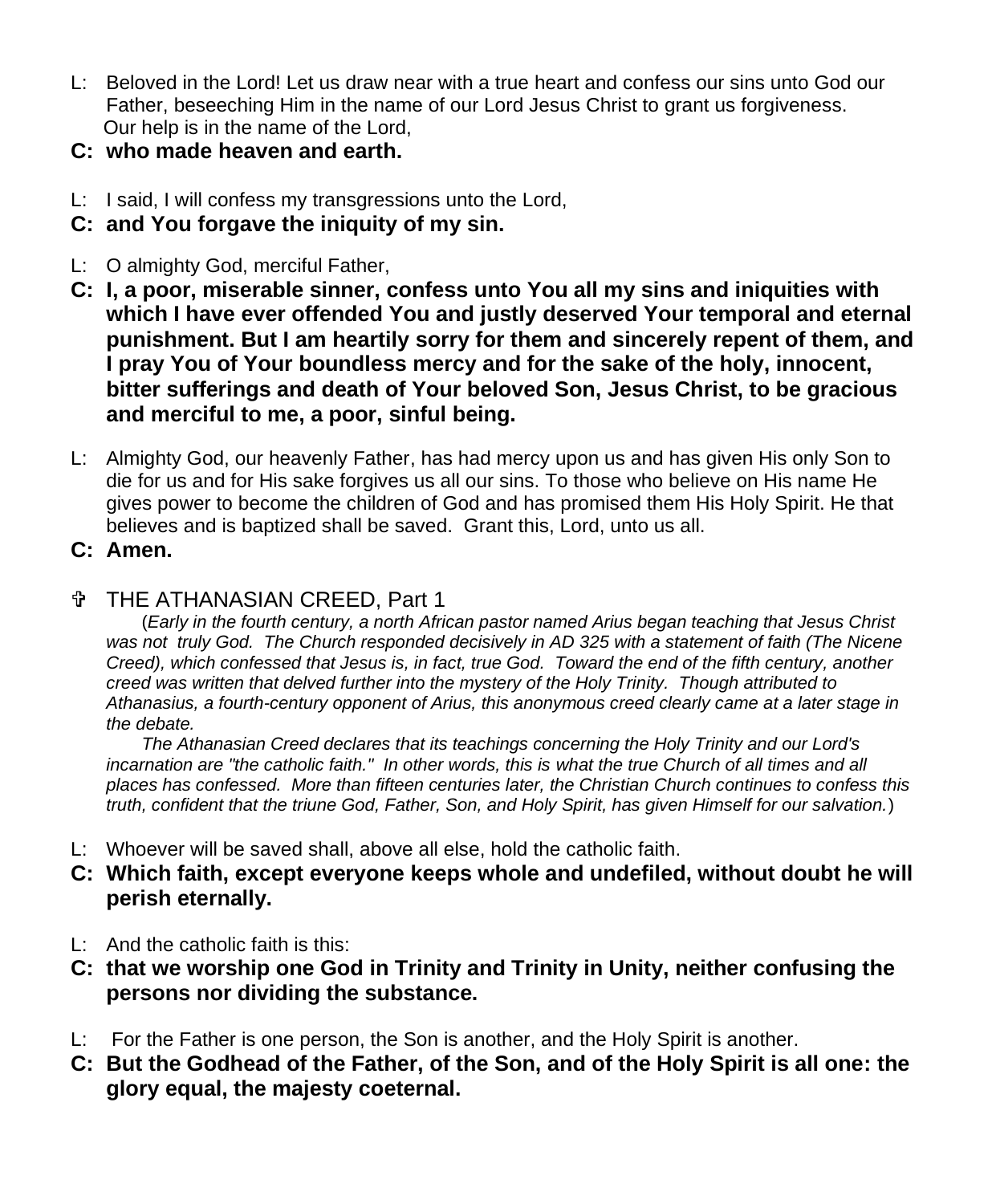L: Beloved in the Lord! Let us draw near with a true heart and confess our sins unto God our Father, beseeching Him in the name of our Lord Jesus Christ to grant us forgiveness. Our help is in the name of the Lord,

**C: who made heaven and earth.**

L: I said, I will confess my transgressions unto the Lord,

**C: and You forgave the iniquity of my sin.**

L: O almighty God, merciful Father,

**C: I, a poor, miserable sinner, confess unto You all my sins and iniquities with which I have ever offended You and justly deserved Your temporal and eternal punishment. But I am heartily sorry for them and sincerely repent of them, and I pray You of Your boundless mercy and for the sake of the holy, innocent, bitter sufferings and death of Your beloved Son, Jesus Christ, to be gracious and merciful to me, a poor, sinful being.**

L: Almighty God, our heavenly Father, has had mercy upon us and has given His only Son to die for us and for His sake forgives us all our sins. To those who believe on His name He gives power to become the children of God and has promised them His Holy Spirit. He that believes and is baptized shall be saved. Grant this, Lord, unto us all.

**C: Amen.**

## ✞ THE ATHANASIAN CREED, Part 1

(*Early in the fourth century, a north African pastor named Arius began teaching that Jesus Christ was not truly God. The Church responded decisively in AD 325 with a statement of faith (The Nicene Creed), which confessed that Jesus is, in fact, true God. Toward the end of the fifth century, another creed was written that delved further into the mystery of the Holy Trinity. Though attributed to Athanasius, a fourth-century opponent of Arius, this anonymous creed clearly came at a later stage in the debate.*

*The Athanasian Creed declares that its teachings concerning the Holy Trinity and our Lord's incarnation are "the catholic faith." In other words, this is what the true Church of all times and all places has confessed. More than fifteen centuries later, the Christian Church continues to confess this truth, confident that the triune God, Father, Son, and Holy Spirit, has given Himself for our salvation.*)

L: Whoever will be saved shall, above all else, hold the catholic faith.

**C: Which faith, except everyone keeps whole and undefiled, without doubt he will perish eternally.**

L: And the catholic faith is this:

**C: that we worship one God in Trinity and Trinity in Unity, neither confusing the persons nor dividing the substance.**

L: For the Father is one person, the Son is another, and the Holy Spirit is another.

**C: But the Godhead of the Father, of the Son, and of the Holy Spirit is all one: the glory equal, the majesty coeternal.**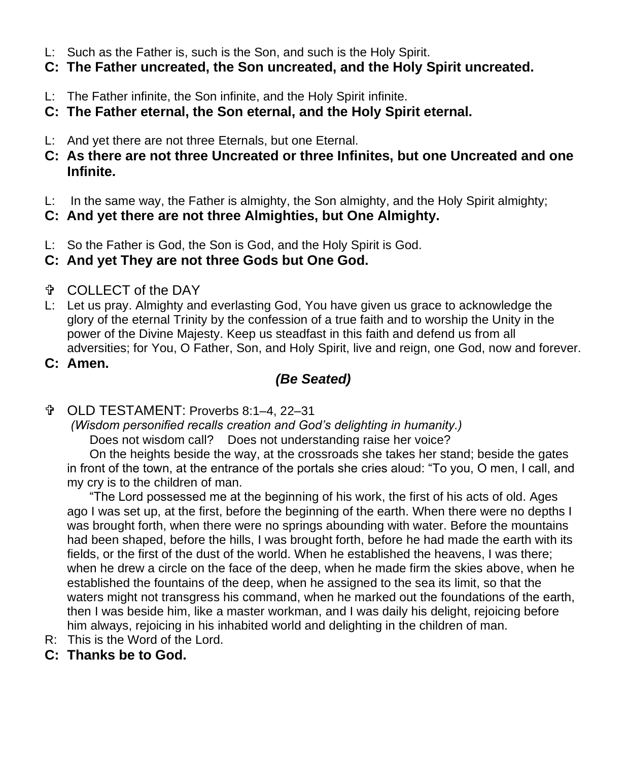L: Such as the Father is, such is the Son, and such is the Holy Spirit.

**C: The Father uncreated, the Son uncreated, and the Holy Spirit uncreated.**

L: The Father infinite, the Son infinite, and the Holy Spirit infinite.

**C: The Father eternal, the Son eternal, and the Holy Spirit eternal.**

L: And yet there are not three Eternals, but one Eternal.

**C: As there are not three Uncreated or three Infinites, but one Uncreated and one Infinite.**

L: In the same way, the Father is almighty, the Son almighty, and the Holy Spirit almighty;

**C: And yet there are not three Almighties, but One Almighty.**

L: So the Father is God, the Son is God, and the Holy Spirit is God.

**C: And yet They are not three Gods but One God.**

✞ COLLECT of the DAY

L: Let us pray. Almighty and everlasting God, You have given us grace to acknowledge the glory of the eternal Trinity by the confession of a true faith and to worship the Unity in the power of the Divine Majesty. Keep us steadfast in this faith and defend us from all adversities; for You, O Father, Son, and Holy Spirit, live and reign, one God, now and forever.

**C: Amen.**

***(Be Seated)***

✞ OLD TESTAMENT: Proverbs 8:1–4, 22–31

*(Wisdom personified recalls creation and God's delighting in humanity.)*

Does not wisdom call? Does not understanding raise her voice?

On the heights beside the way, at the crossroads she takes her stand; beside the gates in front of the town, at the entrance of the portals she cries aloud: "To you, O men, I call, and my cry is to the children of man.

"The Lord possessed me at the beginning of his work, the first of his acts of old. Ages ago I was set up, at the first, before the beginning of the earth. When there were no depths I was brought forth, when there were no springs abounding with water. Before the mountains had been shaped, before the hills, I was brought forth, before he had made the earth with its fields, or the first of the dust of the world. When he established the heavens, I was there; when he drew a circle on the face of the deep, when he made firm the skies above, when he established the fountains of the deep, when he assigned to the sea its limit, so that the waters might not transgress his command, when he marked out the foundations of the earth, then I was beside him, like a master workman, and I was daily his delight, rejoicing before him always, rejoicing in his inhabited world and delighting in the children of man.

R: This is the Word of the Lord.

**C: Thanks be to God.**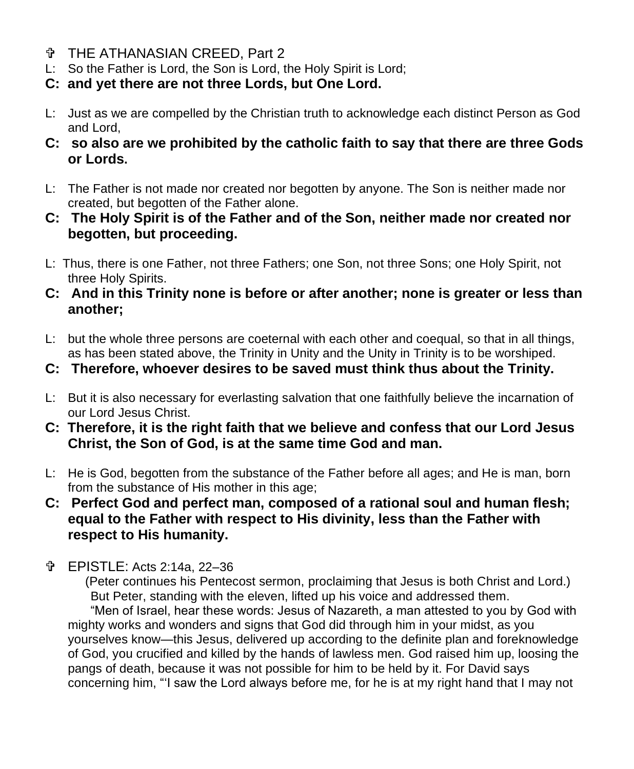## ✞ THE ATHANASIAN CREED, Part 2

L: So the Father is Lord, the Son is Lord, the Holy Spirit is Lord;

**C: and yet there are not three Lords, but One Lord.**

L: Just as we are compelled by the Christian truth to acknowledge each distinct Person as God and Lord,

**C: so also are we prohibited by the catholic faith to say that there are three Gods or Lords.**

L: The Father is not made nor created nor begotten by anyone. The Son is neither made nor created, but begotten of the Father alone.

**C: The Holy Spirit is of the Father and of the Son, neither made nor created nor begotten, but proceeding.**

L: Thus, there is one Father, not three Fathers; one Son, not three Sons; one Holy Spirit, not three Holy Spirits.

**C: And in this Trinity none is before or after another; none is greater or less than another;**

L: but the whole three persons are coeternal with each other and coequal, so that in all things, as has been stated above, the Trinity in Unity and the Unity in Trinity is to be worshiped.

**C: Therefore, whoever desires to be saved must think thus about the Trinity.**

L: But it is also necessary for everlasting salvation that one faithfully believe the incarnation of our Lord Jesus Christ.

**C: Therefore, it is the right faith that we believe and confess that our Lord Jesus Christ, the Son of God, is at the same time God and man.**

L: He is God, begotten from the substance of the Father before all ages; and He is man, born from the substance of His mother in this age;

**C: Perfect God and perfect man, composed of a rational soul and human flesh; equal to the Father with respect to His divinity, less than the Father with respect to His humanity.**

## ✞ EPISTLE: Acts 2:14a, 22–36

(Peter continues his Pentecost sermon, proclaiming that Jesus is both Christ and Lord.)

But Peter, standing with the eleven, lifted up his voice and addressed them.

"Men of Israel, hear these words: Jesus of Nazareth, a man attested to you by God with mighty works and wonders and signs that God did through him in your midst, as you yourselves know—this Jesus, delivered up according to the definite plan and foreknowledge of God, you crucified and killed by the hands of lawless men. God raised him up, loosing the pangs of death, because it was not possible for him to be held by it. For David says concerning him, "'I saw the Lord always before me, for he is at my right hand that I may not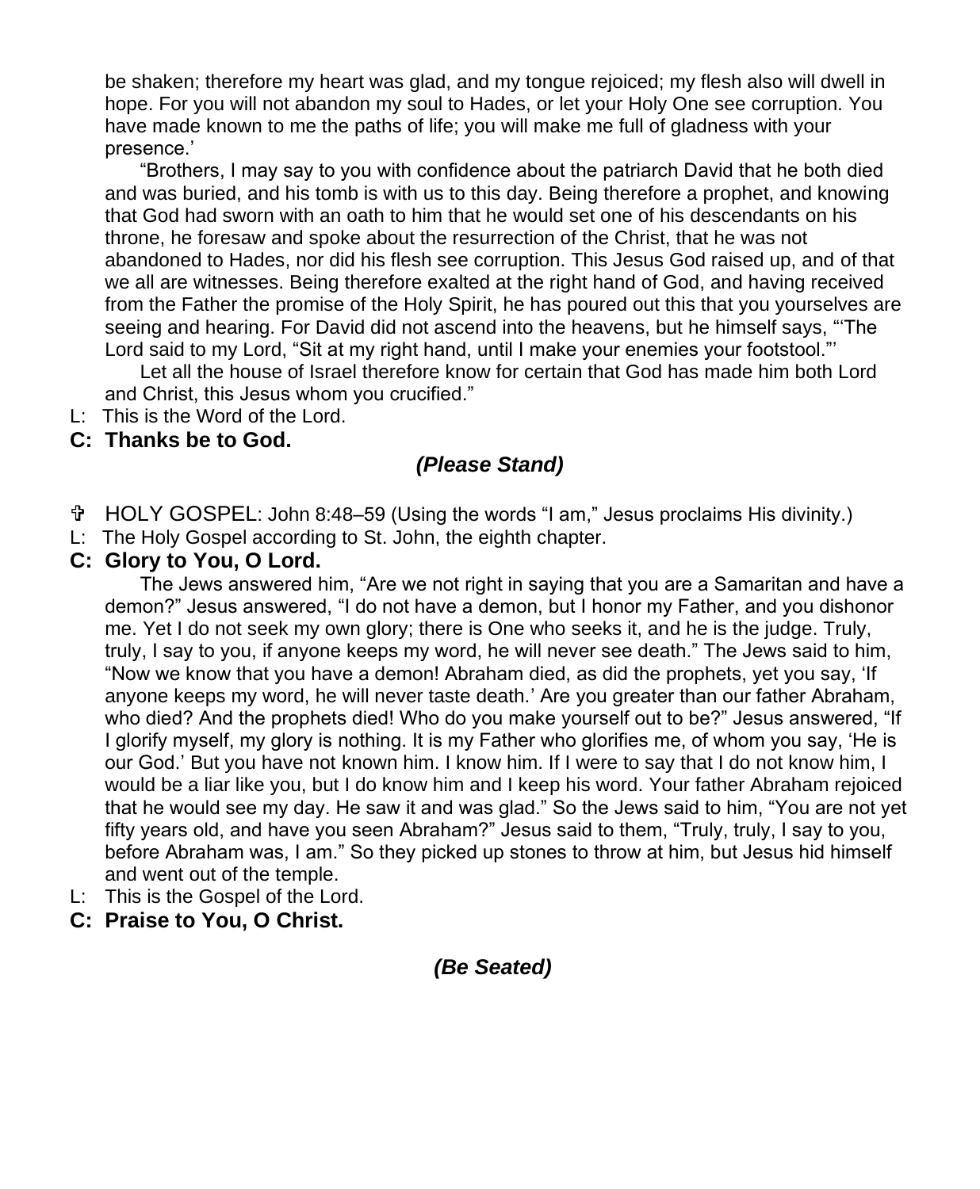be shaken; therefore my heart was glad, and my tongue rejoiced; my flesh also will dwell in hope. For you will not abandon my soul to Hades, or let your Holy One see corruption. You have made known to me the paths of life; you will make me full of gladness with your presence.'

"Brothers, I may say to you with confidence about the patriarch David that he both died and was buried, and his tomb is with us to this day. Being therefore a prophet, and knowing that God had sworn with an oath to him that he would set one of his descendants on his throne, he foresaw and spoke about the resurrection of the Christ, that he was not abandoned to Hades, nor did his flesh see corruption. This Jesus God raised up, and of that we all are witnesses. Being therefore exalted at the right hand of God, and having received from the Father the promise of the Holy Spirit, he has poured out this that you yourselves are seeing and hearing. For David did not ascend into the heavens, but he himself says, "'The Lord said to my Lord, "Sit at my right hand, until I make your enemies your footstool."'

Let all the house of Israel therefore know for certain that God has made him both Lord and Christ, this Jesus whom you crucified."

L: This is the Word of the Lord.

**C: Thanks be to God.**

***(Please Stand)***

✞ HOLY GOSPEL: John 8:48–59 (Using the words "I am," Jesus proclaims His divinity.)

L: The Holy Gospel according to St. John, the eighth chapter.

**C: Glory to You, O Lord.**

The Jews answered him, "Are we not right in saying that you are a Samaritan and have a demon?" Jesus answered, "I do not have a demon, but I honor my Father, and you dishonor me. Yet I do not seek my own glory; there is One who seeks it, and he is the judge. Truly, truly, I say to you, if anyone keeps my word, he will never see death." The Jews said to him, "Now we know that you have a demon! Abraham died, as did the prophets, yet you say, 'If anyone keeps my word, he will never taste death.' Are you greater than our father Abraham, who died? And the prophets died! Who do you make yourself out to be?" Jesus answered, "If I glorify myself, my glory is nothing. It is my Father who glorifies me, of whom you say, 'He is our God.' But you have not known him. I know him. If I were to say that I do not know him, I would be a liar like you, but I do know him and I keep his word. Your father Abraham rejoiced that he would see my day. He saw it and was glad." So the Jews said to him, "You are not yet fifty years old, and have you seen Abraham?" Jesus said to them, "Truly, truly, I say to you, before Abraham was, I am." So they picked up stones to throw at him, but Jesus hid himself and went out of the temple.

L: This is the Gospel of the Lord.

**C: Praise to You, O Christ.**

***(Be Seated)***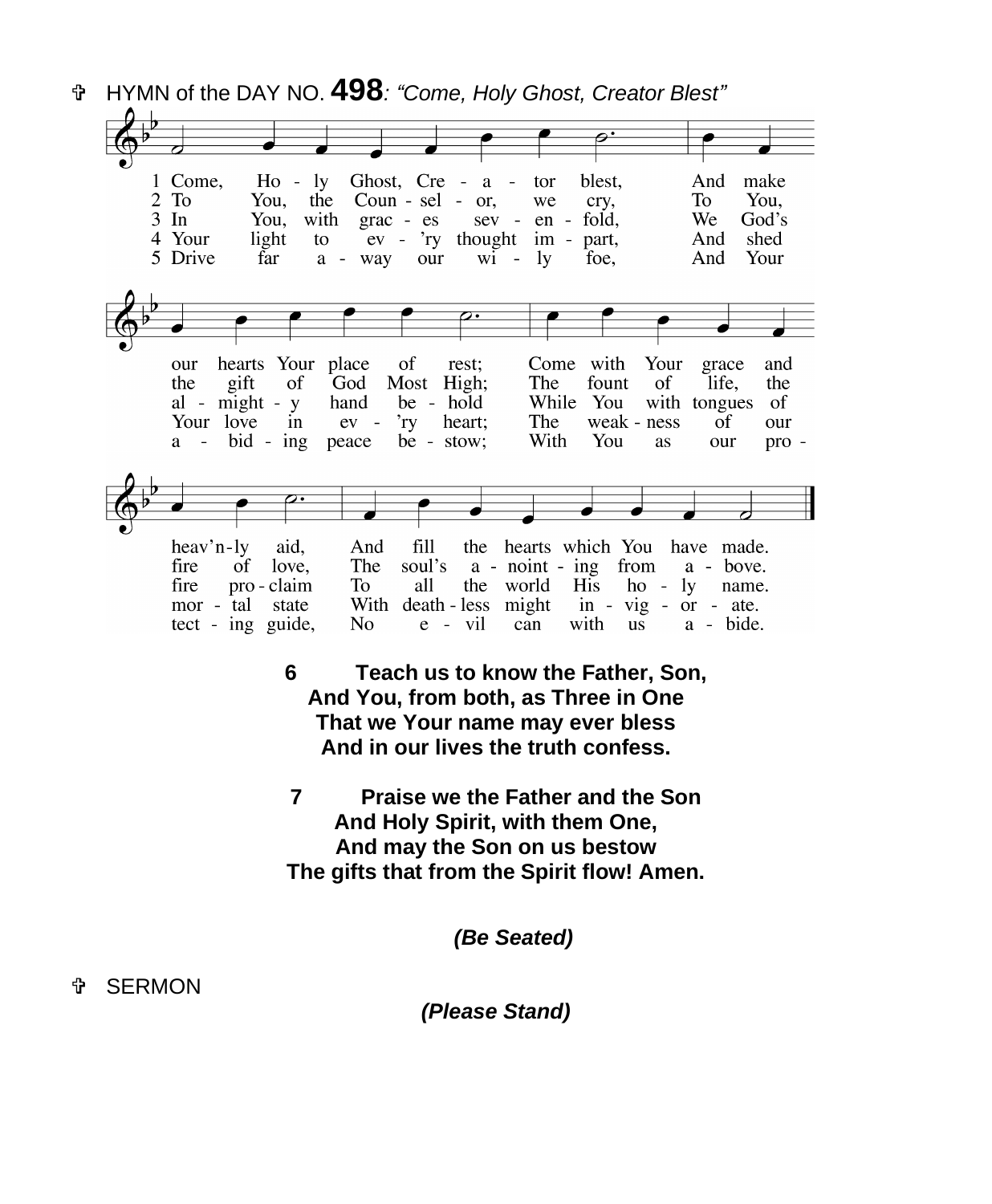✞ HYMN of the DAY NO. **498**: *"Come, Holy Ghost, Creator Blest"*

1 Come, Holy Ghost, Creator blest, And make our hearts Your place of rest; Come with Your grace and heav'nly aid, And fill the hearts which You have made.

2 To You, the Counselor, we cry, To You, the gift of God Most High; The fount of life, the fire of love, The soul's anointing from above.

3 In You, with graces sevenfold, We God's almighty hand behold While You with tongues of fire proclaim To all the world His holy name.

4 Your light to ev'ry thought impart, And shed Your love in ev'ry heart; The weakness of our mortal state With deathless might invigorate.

5 Drive far away our wily foe, And Your abiding peace bestow; With You as our protecting guide, No evil can with us abide.

**6 Teach us to know the Father, Son,**
**And You, from both, as Three in One**
**That we Your name may ever bless**
**And in our lives the truth confess.**

**7 Praise we the Father and the Son**
**And Holy Spirit, with them One,**
**And may the Son on us bestow**
**The gifts that from the Spirit flow! Amen.**

***(Be Seated)***

✞ SERMON

***(Please Stand)***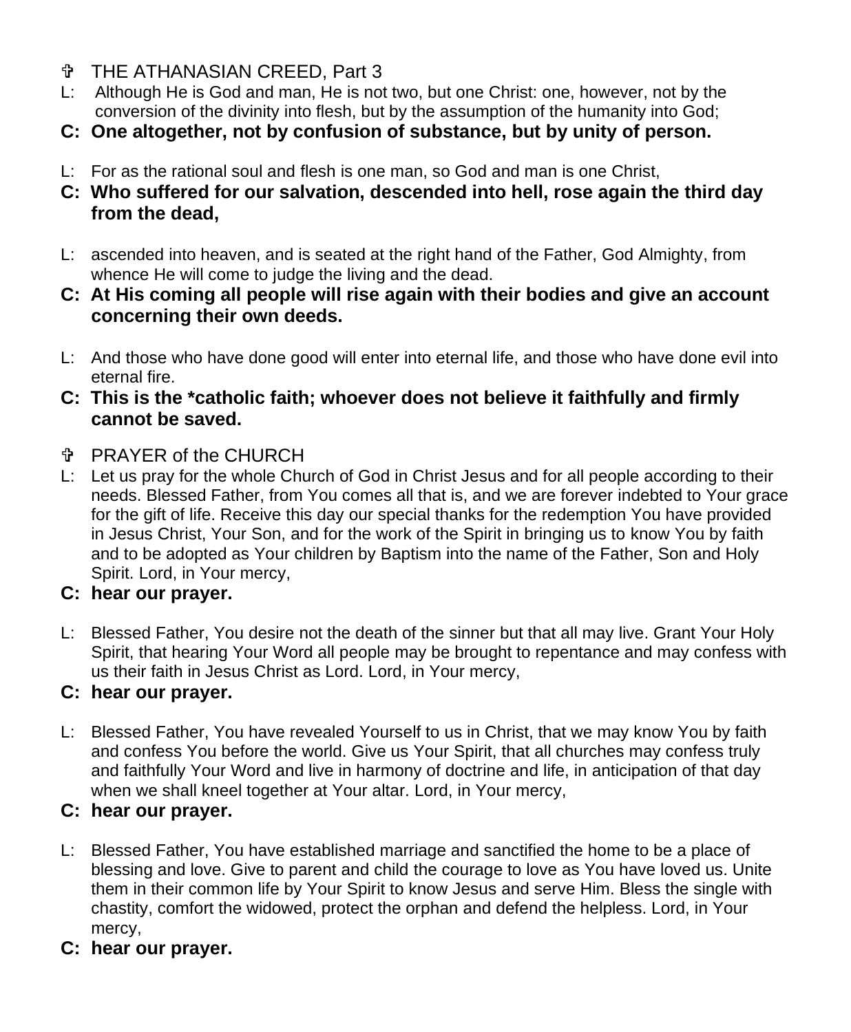## ✞ THE ATHANASIAN CREED, Part 3

L: Although He is God and man, He is not two, but one Christ: one, however, not by the conversion of the divinity into flesh, but by the assumption of the humanity into God;

**C: One altogether, not by confusion of substance, but by unity of person.**

L: For as the rational soul and flesh is one man, so God and man is one Christ,

**C: Who suffered for our salvation, descended into hell, rose again the third day from the dead,**

L: ascended into heaven, and is seated at the right hand of the Father, God Almighty, from whence He will come to judge the living and the dead.

**C: At His coming all people will rise again with their bodies and give an account concerning their own deeds.**

L: And those who have done good will enter into eternal life, and those who have done evil into eternal fire.

**C: This is the *catholic faith; whoever does not believe it faithfully and firmly cannot be saved.**

## ✞ PRAYER of the CHURCH

L: Let us pray for the whole Church of God in Christ Jesus and for all people according to their needs. Blessed Father, from You comes all that is, and we are forever indebted to Your grace for the gift of life. Receive this day our special thanks for the redemption You have provided in Jesus Christ, Your Son, and for the work of the Spirit in bringing us to know You by faith and to be adopted as Your children by Baptism into the name of the Father, Son and Holy Spirit. Lord, in Your mercy,

**C: hear our prayer.**

L: Blessed Father, You desire not the death of the sinner but that all may live. Grant Your Holy Spirit, that hearing Your Word all people may be brought to repentance and may confess with us their faith in Jesus Christ as Lord. Lord, in Your mercy,

**C: hear our prayer.**

L: Blessed Father, You have revealed Yourself to us in Christ, that we may know You by faith and confess You before the world. Give us Your Spirit, that all churches may confess truly and faithfully Your Word and live in harmony of doctrine and life, in anticipation of that day when we shall kneel together at Your altar. Lord, in Your mercy,

**C: hear our prayer.**

L: Blessed Father, You have established marriage and sanctified the home to be a place of blessing and love. Give to parent and child the courage to love as You have loved us. Unite them in their common life by Your Spirit to know Jesus and serve Him. Bless the single with chastity, comfort the widowed, protect the orphan and defend the helpless. Lord, in Your mercy,

**C: hear our prayer.**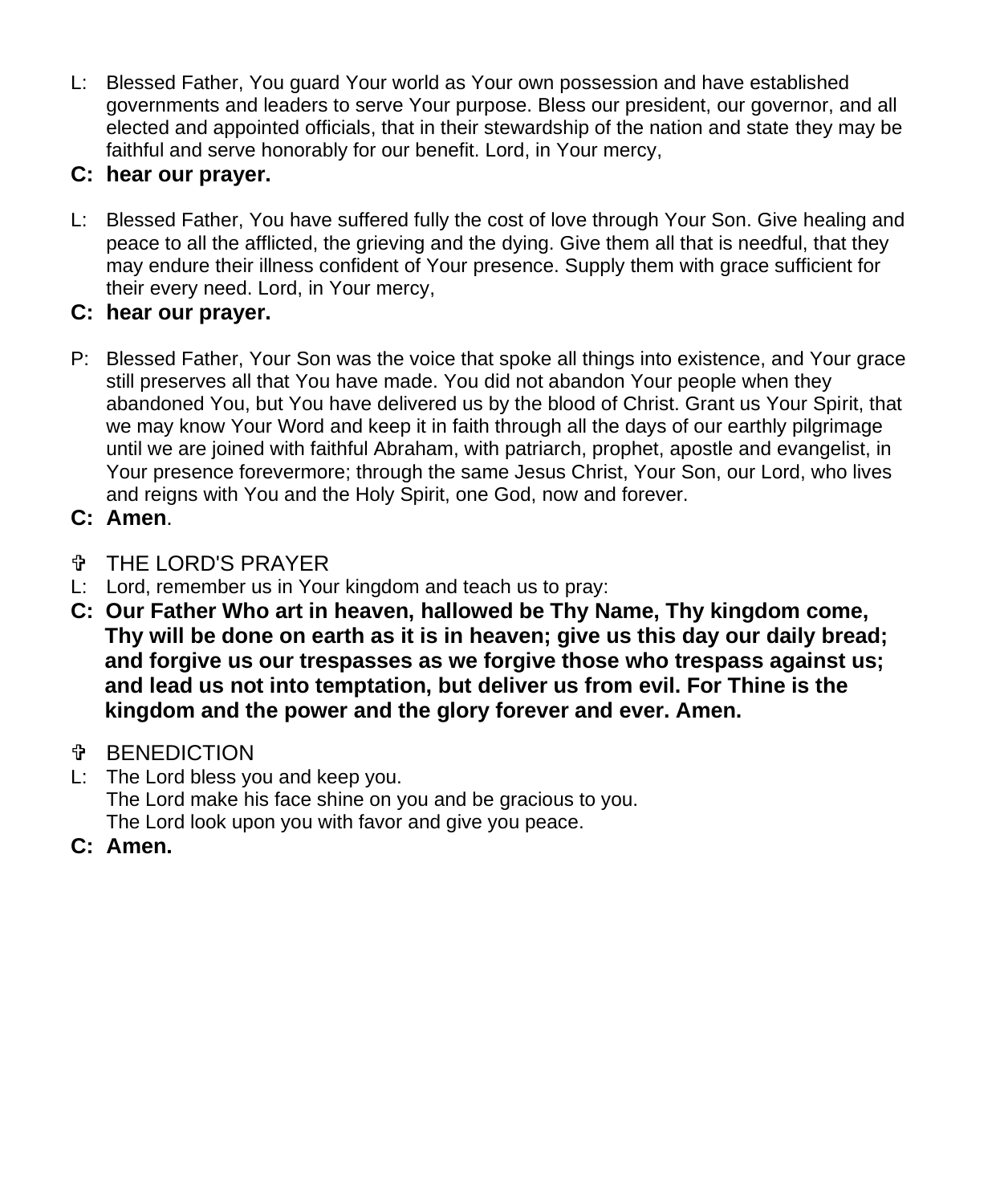L: Blessed Father, You guard Your world as Your own possession and have established governments and leaders to serve Your purpose. Bless our president, our governor, and all elected and appointed officials, that in their stewardship of the nation and state they may be faithful and serve honorably for our benefit. Lord, in Your mercy,

**C: hear our prayer.**

L: Blessed Father, You have suffered fully the cost of love through Your Son. Give healing and peace to all the afflicted, the grieving and the dying. Give them all that is needful, that they may endure their illness confident of Your presence. Supply them with grace sufficient for their every need. Lord, in Your mercy,

**C: hear our prayer.**

P: Blessed Father, Your Son was the voice that spoke all things into existence, and Your grace still preserves all that You have made. You did not abandon Your people when they abandoned You, but You have delivered us by the blood of Christ. Grant us Your Spirit, that we may know Your Word and keep it in faith through all the days of our earthly pilgrimage until we are joined with faithful Abraham, with patriarch, prophet, apostle and evangelist, in Your presence forevermore; through the same Jesus Christ, Your Son, our Lord, who lives and reigns with You and the Holy Spirit, one God, now and forever.

**C: Amen**.

✞ THE LORD'S PRAYER

L: Lord, remember us in Your kingdom and teach us to pray:

**C: Our Father Who art in heaven, hallowed be Thy Name, Thy kingdom come, Thy will be done on earth as it is in heaven; give us this day our daily bread; and forgive us our trespasses as we forgive those who trespass against us; and lead us not into temptation, but deliver us from evil. For Thine is the kingdom and the power and the glory forever and ever. Amen.**

✞ BENEDICTION

L: The Lord bless you and keep you.
The Lord make his face shine on you and be gracious to you.
The Lord look upon you with favor and give you peace.

**C: Amen.**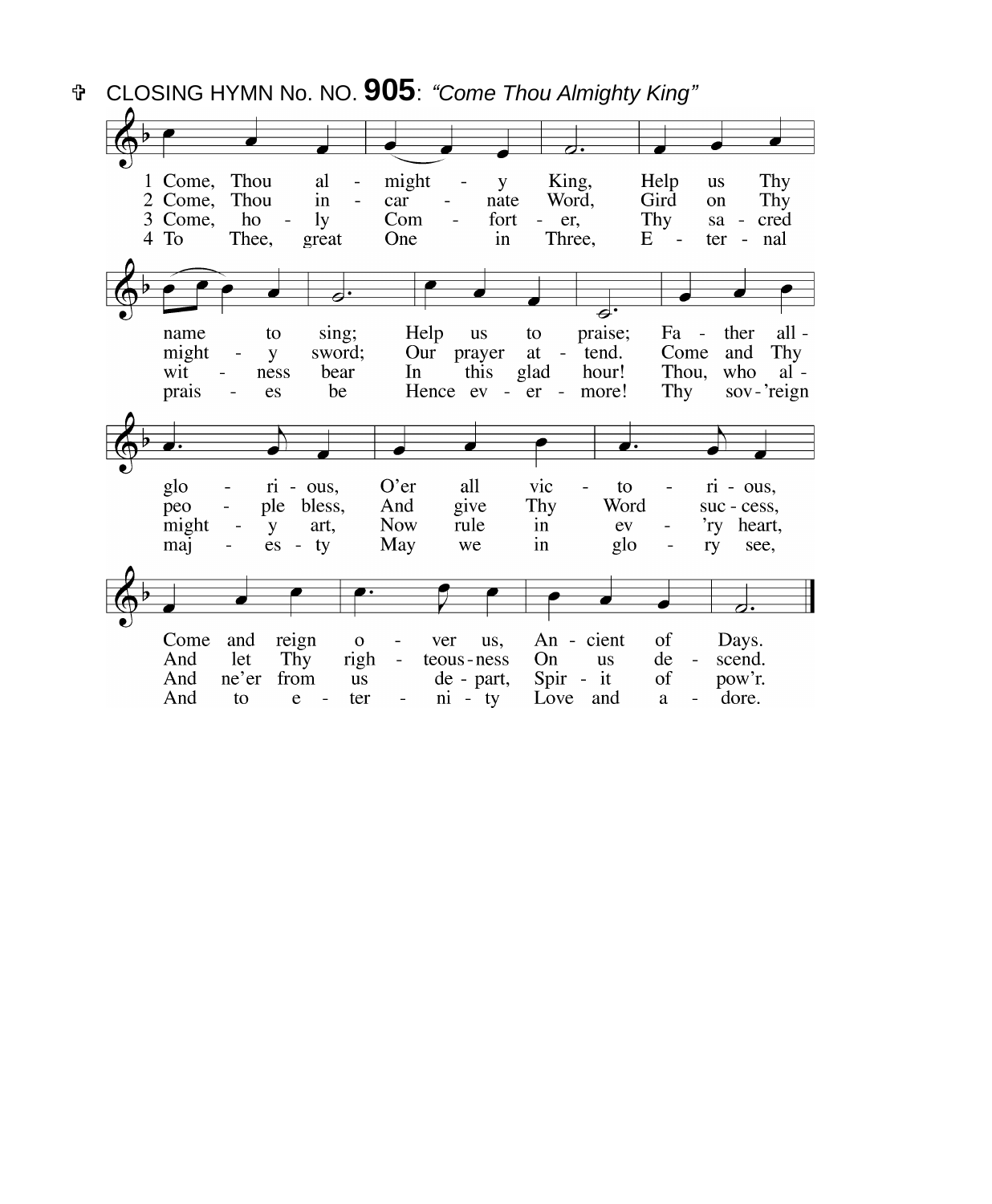✞ CLOSING HYMN No. NO. **905**: *"Come Thou Almighty King"*

1 Come, Thou al - might - y King, Help us Thy name to sing; Help us to praise; Fa - ther all - glo - ri - ous, O'er all vic - to - ri - ous, Come and reign o - ver us, An - cient of Days.

2 Come, Thou in - car - nate Word, Gird on Thy might - y sword; Our prayer at - tend. Come and Thy peo - ple bless, And give Thy Word suc - cess, And let Thy righ - teous - ness On us de - scend.

3 Come, ho - ly Com - fort - er, Thy sa - cred wit - ness bear In this glad hour! Thou, who al - might - y art, Now rule in ev - 'ry heart, And ne'er from us de - part, Spir - it of pow'r.

4 To Thee, great One in Three, E - ter - nal prais - es be Hence ev - er - more! Thy sov - 'reign maj - es - ty May we in glo - ry see, And to e - ter - ni - ty Love and a - dore.